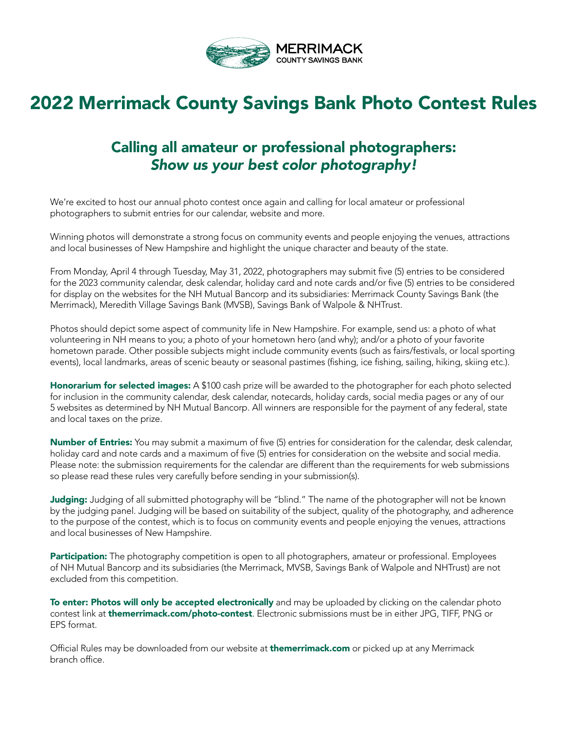MERRIMACK
COUNTY SAVINGS BANK

# 2022 Merrimack County Savings Bank Photo Contest Rules

## Calling all amateur or professional photographers: *Show us your best color photography!*

We're excited to host our annual photo contest once again and calling for local amateur or professional photographers to submit entries for our calendar, website and more.

Winning photos will demonstrate a strong focus on community events and people enjoying the venues, attractions and local businesses of New Hampshire and highlight the unique character and beauty of the state.

From Monday, April 4 through Tuesday, May 31, 2022, photographers may submit five (5) entries to be considered for the 2023 community calendar, desk calendar, holiday card and note cards and/or five (5) entries to be considered for display on the websites for the NH Mutual Bancorp and its subsidiaries: Merrimack County Savings Bank (the Merrimack), Meredith Village Savings Bank (MVSB), Savings Bank of Walpole & NHTrust.

Photos should depict some aspect of community life in New Hampshire. For example, send us: a photo of what volunteering in NH means to you; a photo of your hometown hero (and why); and/or a photo of your favorite hometown parade. Other possible subjects might include community events (such as fairs/festivals, or local sporting events), local landmarks, areas of scenic beauty or seasonal pastimes (fishing, ice fishing, sailing, hiking, skiing etc.).

**Honorarium for selected images:** A $100 cash prize will be awarded to the photographer for each photo selected for inclusion in the community calendar, desk calendar, notecards, holiday cards, social media pages or any of our 5 websites as determined by NH Mutual Bancorp. All winners are responsible for the payment of any federal, state and local taxes on the prize.

**Number of Entries:** You may submit a maximum of five (5) entries for consideration for the calendar, desk calendar, holiday card and note cards and a maximum of five (5) entries for consideration on the website and social media. Please note: the submission requirements for the calendar are different than the requirements for web submissions so please read these rules very carefully before sending in your submission(s).

**Judging:** Judging of all submitted photography will be "blind." The name of the photographer will not be known by the judging panel. Judging will be based on suitability of the subject, quality of the photography, and adherence to the purpose of the contest, which is to focus on community events and people enjoying the venues, attractions and local businesses of New Hampshire.

**Participation:** The photography competition is open to all photographers, amateur or professional. Employees of NH Mutual Bancorp and its subsidiaries (the Merrimack, MVSB, Savings Bank of Walpole and NHTrust) are not excluded from this competition.

**To enter: Photos will only be accepted electronically** and may be uploaded by clicking on the calendar photo contest link at **themerrimack.com/photo-contest**. Electronic submissions must be in either JPG, TIFF, PNG or EPS format.

Official Rules may be downloaded from our website at **themerrimack.com** or picked up at any Merrimack branch office.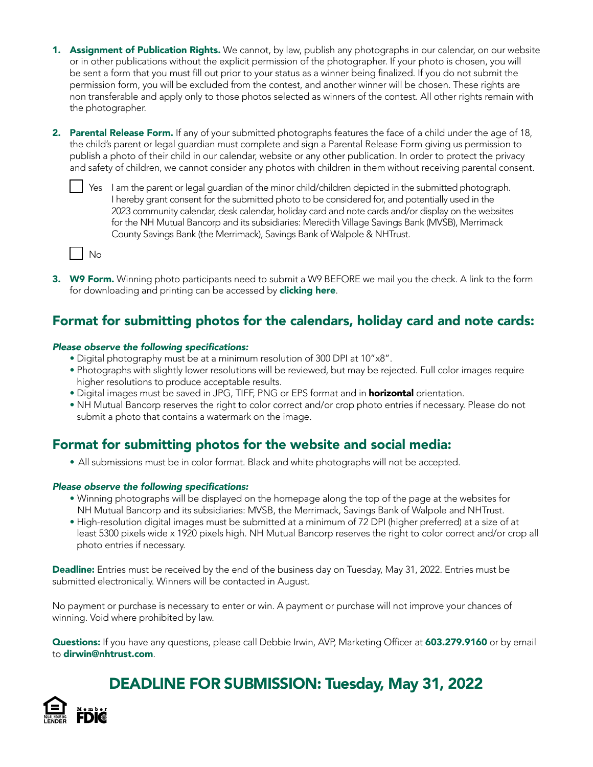1. **Assignment of Publication Rights.** We cannot, by law, publish any photographs in our calendar, on our website or in other publications without the explicit permission of the photographer. If your photo is chosen, you will be sent a form that you must fill out prior to your status as a winner being finalized. If you do not submit the permission form, you will be excluded from the contest, and another winner will be chosen. These rights are non transferable and apply only to those photos selected as winners of the contest. All other rights remain with the photographer.

2. **Parental Release Form.** If any of your submitted photographs features the face of a child under the age of 18, the child's parent or legal guardian must complete and sign a Parental Release Form giving us permission to publish a photo of their child in our calendar, website or any other publication. In order to protect the privacy and safety of children, we cannot consider any photos with children in them without receiving parental consent.

   ☐ Yes I am the parent or legal guardian of the minor child/children depicted in the submitted photograph. I hereby grant consent for the submitted photo to be considered for, and potentially used in the 2023 community calendar, desk calendar, holiday card and note cards and/or display on the websites for the NH Mutual Bancorp and its subsidiaries: Meredith Village Savings Bank (MVSB), Merrimack County Savings Bank (the Merrimack), Savings Bank of Walpole & NHTrust.

   ☐ No

3. **W9 Form.** Winning photo participants need to submit a W9 BEFORE we mail you the check. A link to the form for downloading and printing can be accessed by **clicking here**.

## Format for submitting photos for the calendars, holiday card and note cards:

***Please observe the following specifications:***

- Digital photography must be at a minimum resolution of 300 DPI at 10"x8".
- Photographs with slightly lower resolutions will be reviewed, but may be rejected. Full color images require higher resolutions to produce acceptable results.
- Digital images must be saved in JPG, TIFF, PNG or EPS format and in **horizontal** orientation.
- NH Mutual Bancorp reserves the right to color correct and/or crop photo entries if necessary. Please do not submit a photo that contains a watermark on the image.

## Format for submitting photos for the website and social media:

- All submissions must be in color format. Black and white photographs will not be accepted.

***Please observe the following specifications:***

- Winning photographs will be displayed on the homepage along the top of the page at the websites for NH Mutual Bancorp and its subsidiaries: MVSB, the Merrimack, Savings Bank of Walpole and NHTrust.
- High-resolution digital images must be submitted at a minimum of 72 DPI (higher preferred) at a size of at least 5300 pixels wide x 1920 pixels high. NH Mutual Bancorp reserves the right to color correct and/or crop all photo entries if necessary.

**Deadline:** Entries must be received by the end of the business day on Tuesday, May 31, 2022. Entries must be submitted electronically. Winners will be contacted in August.

No payment or purchase is necessary to enter or win. A payment or purchase will not improve your chances of winning. Void where prohibited by law.

**Questions:** If you have any questions, please call Debbie Irwin, AVP, Marketing Officer at **603.279.9160** or by email to **dirwin@nhtrust.com**.

## DEADLINE FOR SUBMISSION: Tuesday, May 31, 2022

EQUAL HOUSING LENDER Member FDIC